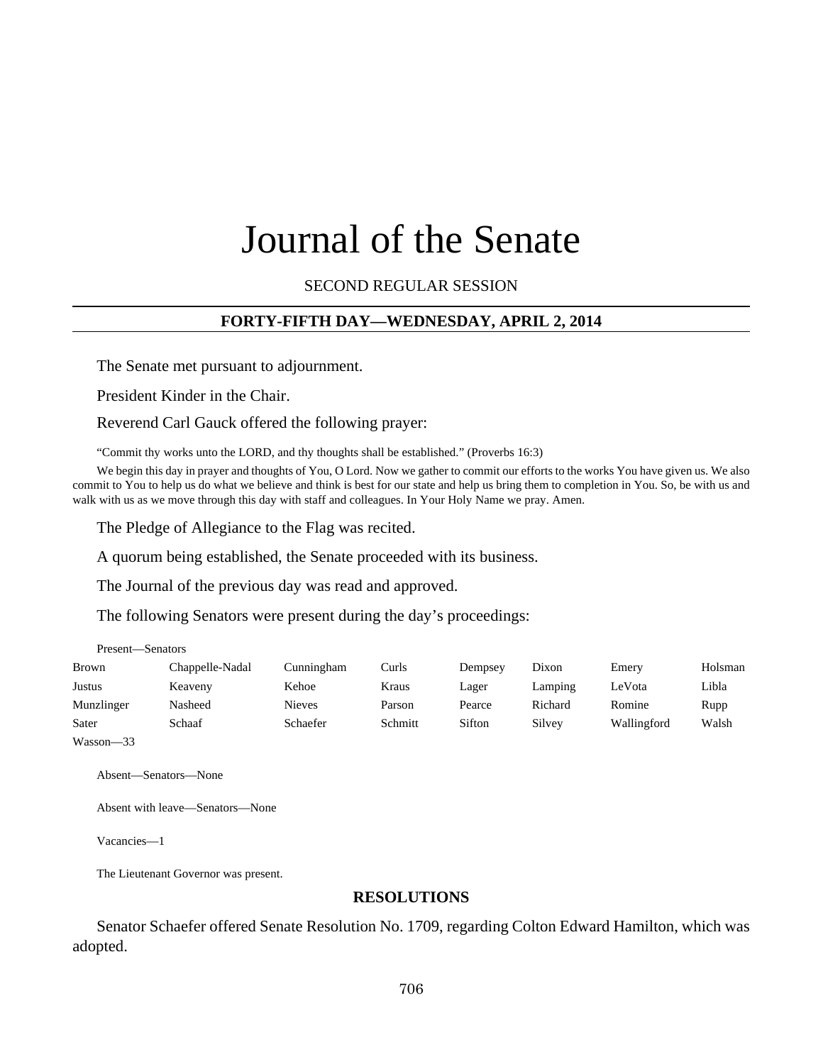# Journal of the Senate

SECOND REGULAR SESSION

## FORTY-FIFTH DAY—WEDNESDAY, APRIL 2, 2014

The Senate met pursuant to adjournment.

President Kinder in the Chair.

Reverend Carl Gauck offered the following prayer:

"Commit thy works unto the LORD, and thy thoughts shall be established." (Proverbs 16:3)

We begin this day in prayer and thoughts of You, O Lord. Now we gather to commit our efforts to the works You have given us. We also commit to You to help us do what we believe and think is best for our state and help us bring them to completion in You. So, be with us and walk with us as we move through this day with staff and colleagues. In Your Holy Name we pray. Amen.

The Pledge of Allegiance to the Flag was recited.

A quorum being established, the Senate proceeded with its business.

The Journal of the previous day was read and approved.

The following Senators were present during the day's proceedings:

Present—Senators

| | | | | | | | |
|---|---|---|---|---|---|---|---|
| Brown | Chappelle-Nadal | Cunningham | Curls | Dempsey | Dixon | Emery | Holsman |
| Justus | Keaveny | Kehoe | Kraus | Lager | Lamping | LeVota | Libla |
| Munzlinger | Nasheed | Nieves | Parson | Pearce | Richard | Romine | Rupp |
| Sater | Schaaf | Schaefer | Schmitt | Sifton | Silvey | Wallingford | Walsh |
| Wasson—33 | | | | | | | |

Absent—Senators—None

Absent with leave—Senators—None

Vacancies—1

The Lieutenant Governor was present.

### RESOLUTIONS

Senator Schaefer offered Senate Resolution No. 1709, regarding Colton Edward Hamilton, which was adopted.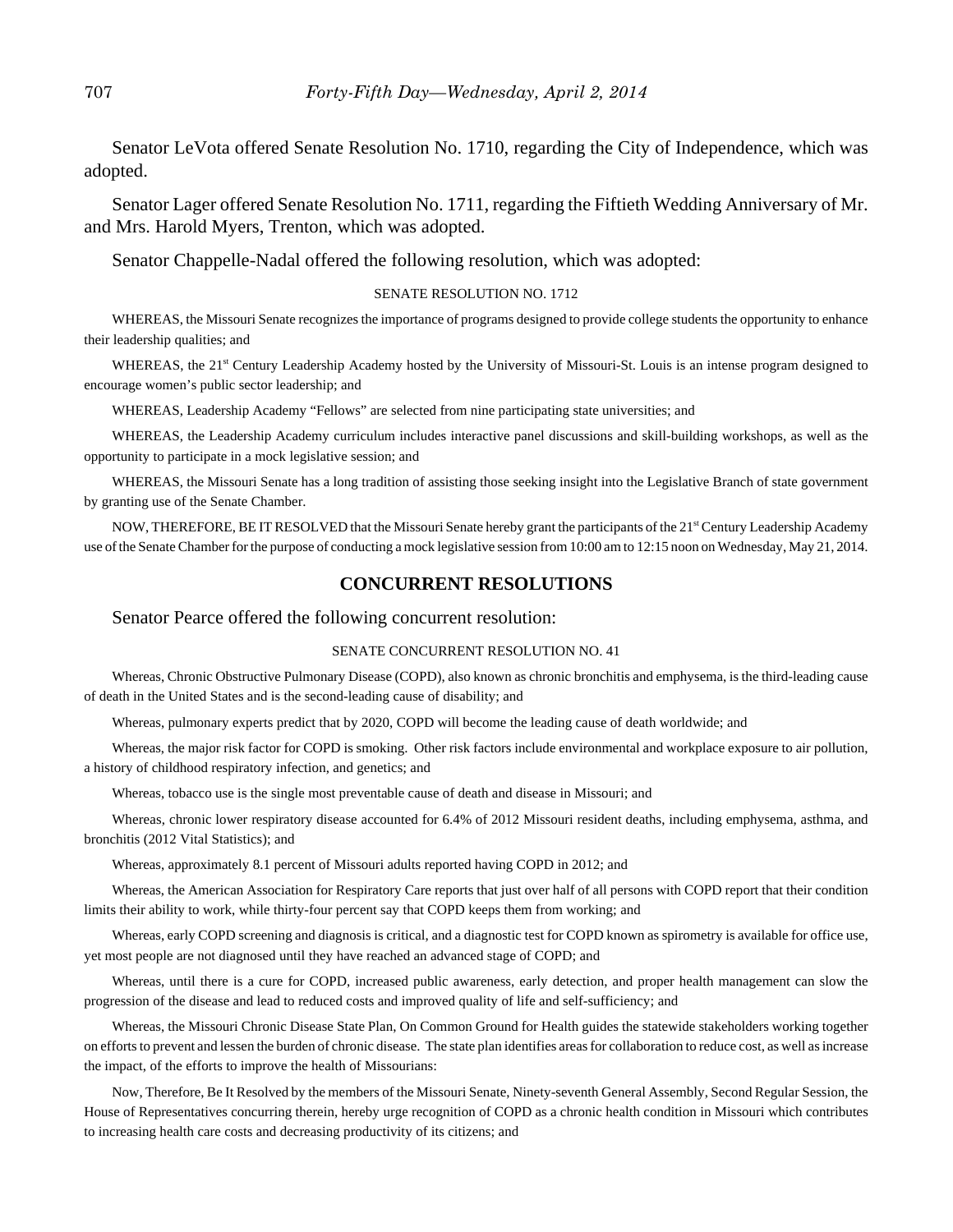Senator LeVota offered Senate Resolution No. 1710, regarding the City of Independence, which was adopted.

Senator Lager offered Senate Resolution No. 1711, regarding the Fiftieth Wedding Anniversary of Mr. and Mrs. Harold Myers, Trenton, which was adopted.

Senator Chappelle-Nadal offered the following resolution, which was adopted:

SENATE RESOLUTION NO. 1712

WHEREAS, the Missouri Senate recognizes the importance of programs designed to provide college students the opportunity to enhance their leadership qualities; and

WHEREAS, the 21st Century Leadership Academy hosted by the University of Missouri-St. Louis is an intense program designed to encourage women's public sector leadership; and

WHEREAS, Leadership Academy "Fellows" are selected from nine participating state universities; and

WHEREAS, the Leadership Academy curriculum includes interactive panel discussions and skill-building workshops, as well as the opportunity to participate in a mock legislative session; and

WHEREAS, the Missouri Senate has a long tradition of assisting those seeking insight into the Legislative Branch of state government by granting use of the Senate Chamber.

NOW, THEREFORE, BE IT RESOLVED that the Missouri Senate hereby grant the participants of the 21st Century Leadership Academy use of the Senate Chamber for the purpose of conducting a mock legislative session from 10:00 am to 12:15 noon on Wednesday, May 21, 2014.

## CONCURRENT RESOLUTIONS

Senator Pearce offered the following concurrent resolution:

SENATE CONCURRENT RESOLUTION NO. 41

Whereas, Chronic Obstructive Pulmonary Disease (COPD), also known as chronic bronchitis and emphysema, is the third-leading cause of death in the United States and is the second-leading cause of disability; and

Whereas, pulmonary experts predict that by 2020, COPD will become the leading cause of death worldwide; and

Whereas, the major risk factor for COPD is smoking. Other risk factors include environmental and workplace exposure to air pollution, a history of childhood respiratory infection, and genetics; and

Whereas, tobacco use is the single most preventable cause of death and disease in Missouri; and

Whereas, chronic lower respiratory disease accounted for 6.4% of 2012 Missouri resident deaths, including emphysema, asthma, and bronchitis (2012 Vital Statistics); and

Whereas, approximately 8.1 percent of Missouri adults reported having COPD in 2012; and

Whereas, the American Association for Respiratory Care reports that just over half of all persons with COPD report that their condition limits their ability to work, while thirty-four percent say that COPD keeps them from working; and

Whereas, early COPD screening and diagnosis is critical, and a diagnostic test for COPD known as spirometry is available for office use, yet most people are not diagnosed until they have reached an advanced stage of COPD; and

Whereas, until there is a cure for COPD, increased public awareness, early detection, and proper health management can slow the progression of the disease and lead to reduced costs and improved quality of life and self-sufficiency; and

Whereas, the Missouri Chronic Disease State Plan, On Common Ground for Health guides the statewide stakeholders working together on efforts to prevent and lessen the burden of chronic disease. The state plan identifies areas for collaboration to reduce cost, as well as increase the impact, of the efforts to improve the health of Missourians:

Now, Therefore, Be It Resolved by the members of the Missouri Senate, Ninety-seventh General Assembly, Second Regular Session, the House of Representatives concurring therein, hereby urge recognition of COPD as a chronic health condition in Missouri which contributes to increasing health care costs and decreasing productivity of its citizens; and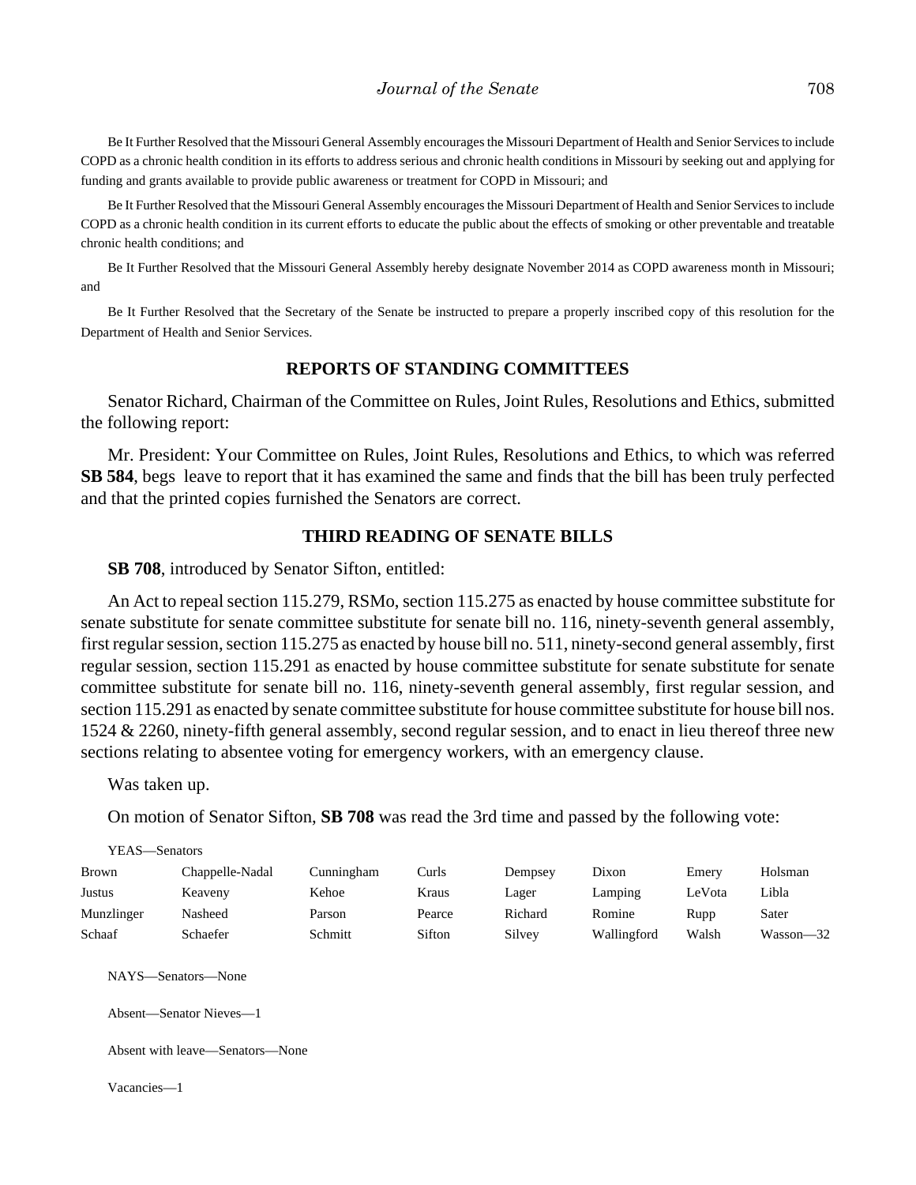Be It Further Resolved that the Missouri General Assembly encourages the Missouri Department of Health and Senior Services to include COPD as a chronic health condition in its efforts to address serious and chronic health conditions in Missouri by seeking out and applying for funding and grants available to provide public awareness or treatment for COPD in Missouri; and

Be It Further Resolved that the Missouri General Assembly encourages the Missouri Department of Health and Senior Services to include COPD as a chronic health condition in its current efforts to educate the public about the effects of smoking or other preventable and treatable chronic health conditions; and

Be It Further Resolved that the Missouri General Assembly hereby designate November 2014 as COPD awareness month in Missouri; and

Be It Further Resolved that the Secretary of the Senate be instructed to prepare a properly inscribed copy of this resolution for the Department of Health and Senior Services.

## REPORTS OF STANDING COMMITTEES

Senator Richard, Chairman of the Committee on Rules, Joint Rules, Resolutions and Ethics, submitted the following report:

Mr. President: Your Committee on Rules, Joint Rules, Resolutions and Ethics, to which was referred **SB 584**, begs leave to report that it has examined the same and finds that the bill has been truly perfected and that the printed copies furnished the Senators are correct.

## THIRD READING OF SENATE BILLS

**SB 708**, introduced by Senator Sifton, entitled:

An Act to repeal section 115.279, RSMo, section 115.275 as enacted by house committee substitute for senate substitute for senate committee substitute for senate bill no. 116, ninety-seventh general assembly, first regular session, section 115.275 as enacted by house bill no. 511, ninety-second general assembly, first regular session, section 115.291 as enacted by house committee substitute for senate substitute for senate committee substitute for senate bill no. 116, ninety-seventh general assembly, first regular session, and section 115.291 as enacted by senate committee substitute for house committee substitute for house bill nos. 1524 & 2260, ninety-fifth general assembly, second regular session, and to enact in lieu thereof three new sections relating to absentee voting for emergency workers, with an emergency clause.

Was taken up.

On motion of Senator Sifton, **SB 708** was read the 3rd time and passed by the following vote:

YEAS—Senators

| | | | | | | | |
|---|---|---|---|---|---|---|---|
| Brown | Chappelle-Nadal | Cunningham | Curls | Dempsey | Dixon | Emery | Holsman |
| Justus | Keaveny | Kehoe | Kraus | Lager | Lamping | LeVota | Libla |
| Munzlinger | Nasheed | Parson | Pearce | Richard | Romine | Rupp | Sater |
| Schaaf | Schaefer | Schmitt | Sifton | Silvey | Wallingford | Walsh | Wasson—32 |

NAYS—Senators—None

Absent—Senator Nieves—1

Absent with leave—Senators—None

Vacancies—1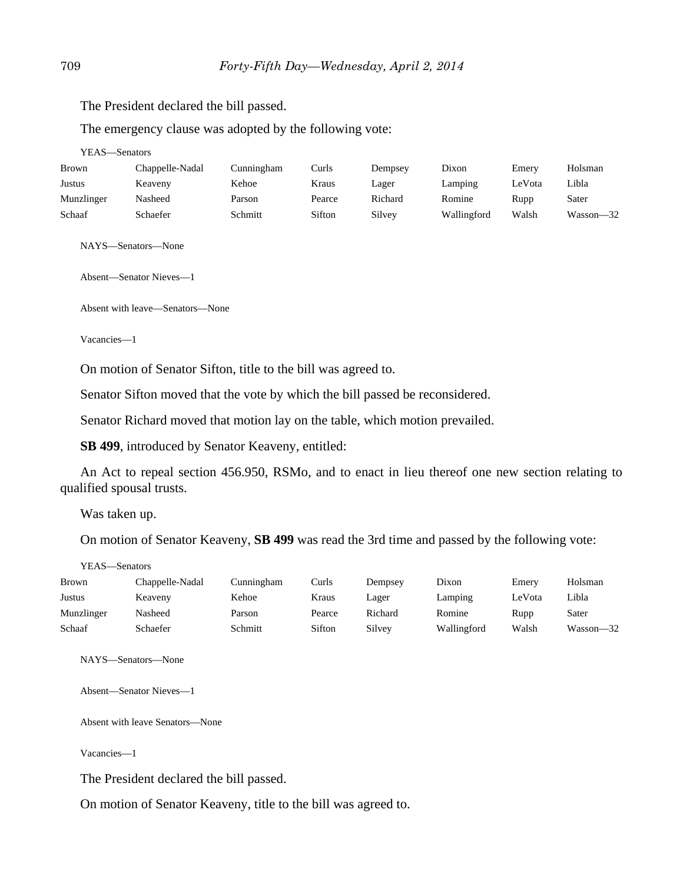The President declared the bill passed.

The emergency clause was adopted by the following vote:

YEAS—Senators

| | | | | | | | |
|---|---|---|---|---|---|---|---|
| Brown | Chappelle-Nadal | Cunningham | Curls | Dempsey | Dixon | Emery | Holsman |
| Justus | Keaveny | Kehoe | Kraus | Lager | Lamping | LeVota | Libla |
| Munzlinger | Nasheed | Parson | Pearce | Richard | Romine | Rupp | Sater |
| Schaaf | Schaefer | Schmitt | Sifton | Silvey | Wallingford | Walsh | Wasson—32 |

NAYS—Senators—None

Absent—Senator Nieves—1

Absent with leave—Senators—None

Vacancies—1

On motion of Senator Sifton, title to the bill was agreed to.

Senator Sifton moved that the vote by which the bill passed be reconsidered.

Senator Richard moved that motion lay on the table, which motion prevailed.

**SB 499**, introduced by Senator Keaveny, entitled:

An Act to repeal section 456.950, RSMo, and to enact in lieu thereof one new section relating to qualified spousal trusts.

Was taken up.

On motion of Senator Keaveny, **SB 499** was read the 3rd time and passed by the following vote:

YEAS—Senators

| | | | | | | | |
|---|---|---|---|---|---|---|---|
| Brown | Chappelle-Nadal | Cunningham | Curls | Dempsey | Dixon | Emery | Holsman |
| Justus | Keaveny | Kehoe | Kraus | Lager | Lamping | LeVota | Libla |
| Munzlinger | Nasheed | Parson | Pearce | Richard | Romine | Rupp | Sater |
| Schaaf | Schaefer | Schmitt | Sifton | Silvey | Wallingford | Walsh | Wasson—32 |

NAYS—Senators—None

Absent—Senator Nieves—1

Absent with leave Senators—None

Vacancies—1

The President declared the bill passed.

On motion of Senator Keaveny, title to the bill was agreed to.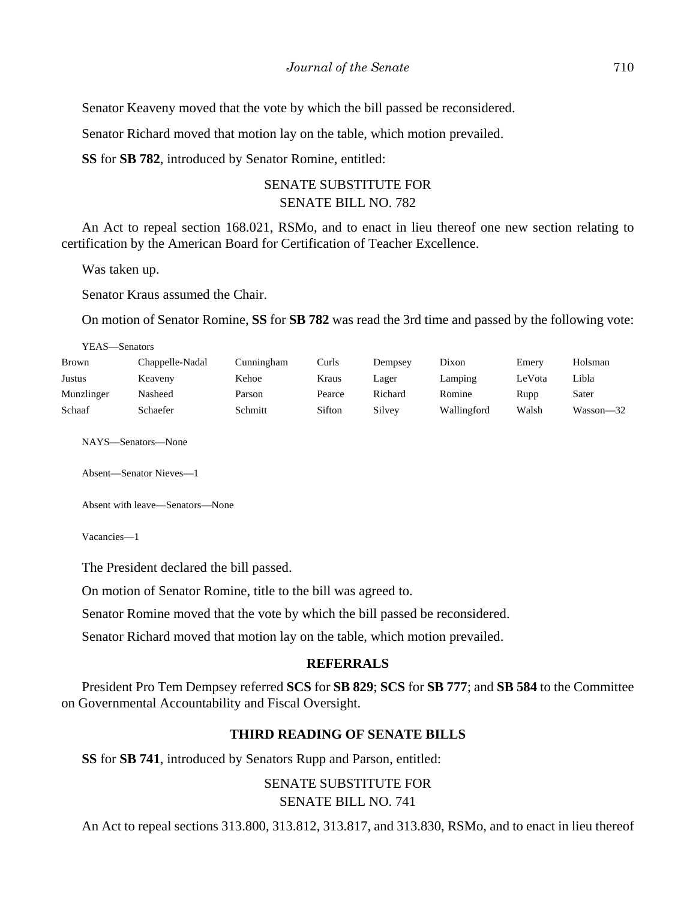Senator Keaveny moved that the vote by which the bill passed be reconsidered.

Senator Richard moved that motion lay on the table, which motion prevailed.

**SS** for **SB 782**, introduced by Senator Romine, entitled:

SENATE SUBSTITUTE FOR
SENATE BILL NO. 782

An Act to repeal section 168.021, RSMo, and to enact in lieu thereof one new section relating to certification by the American Board for Certification of Teacher Excellence.

Was taken up.

Senator Kraus assumed the Chair.

On motion of Senator Romine, **SS** for **SB 782** was read the 3rd time and passed by the following vote:

YEAS—Senators

| | | | | | | | |
|---|---|---|---|---|---|---|---|
| Brown | Chappelle-Nadal | Cunningham | Curls | Dempsey | Dixon | Emery | Holsman |
| Justus | Keaveny | Kehoe | Kraus | Lager | Lamping | LeVota | Libla |
| Munzlinger | Nasheed | Parson | Pearce | Richard | Romine | Rupp | Sater |
| Schaaf | Schaefer | Schmitt | Sifton | Silvey | Wallingford | Walsh | Wasson—32 |

NAYS—Senators—None

Absent—Senator Nieves—1

Absent with leave—Senators—None

Vacancies—1

The President declared the bill passed.

On motion of Senator Romine, title to the bill was agreed to.

Senator Romine moved that the vote by which the bill passed be reconsidered.

Senator Richard moved that motion lay on the table, which motion prevailed.

## REFERRALS

President Pro Tem Dempsey referred **SCS** for **SB 829**; **SCS** for **SB 777**; and **SB 584** to the Committee on Governmental Accountability and Fiscal Oversight.

## THIRD READING OF SENATE BILLS

**SS** for **SB 741**, introduced by Senators Rupp and Parson, entitled:

SENATE SUBSTITUTE FOR
SENATE BILL NO. 741

An Act to repeal sections 313.800, 313.812, 313.817, and 313.830, RSMo, and to enact in lieu thereof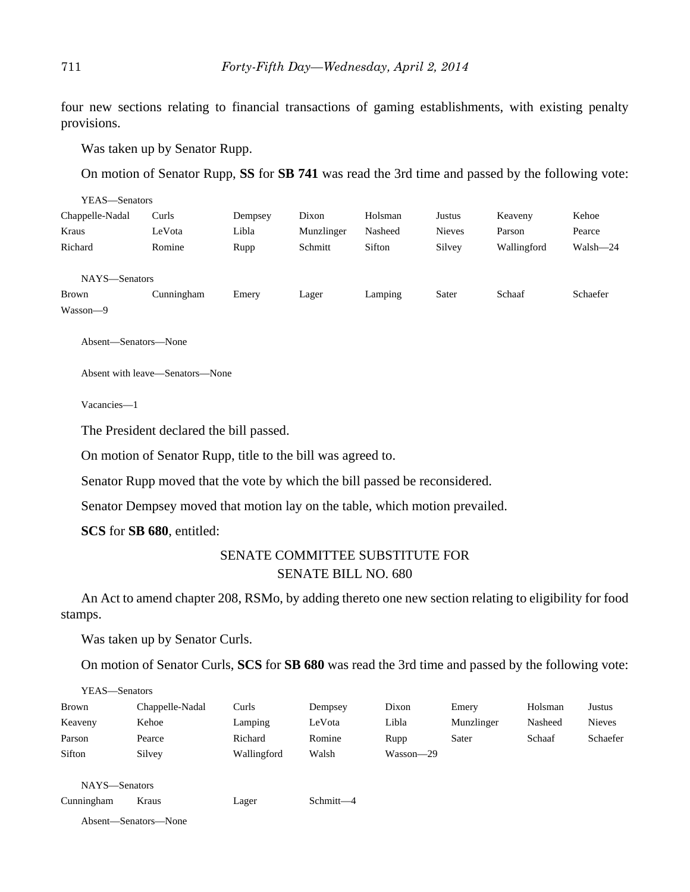four new sections relating to financial transactions of gaming establishments, with existing penalty provisions.

Was taken up by Senator Rupp.

On motion of Senator Rupp, **SS** for **SB 741** was read the 3rd time and passed by the following vote:

YEAS—Senators

| | | | | | | | |
|---|---|---|---|---|---|---|---|
| Chappelle-Nadal | Curls | Dempsey | Dixon | Holsman | Justus | Keaveny | Kehoe |
| Kraus | LeVota | Libla | Munzlinger | Nasheed | Nieves | Parson | Pearce |
| Richard | Romine | Rupp | Schmitt | Sifton | Silvey | Wallingford | Walsh—24 |

NAYS—Senators

| | | | | | | | |
|---|---|---|---|---|---|---|---|
| Brown | Cunningham | Emery | Lager | Lamping | Sater | Schaaf | Schaefer |
| Wasson—9 | | | | | | | |

Absent—Senators—None

Absent with leave—Senators—None

Vacancies—1

The President declared the bill passed.

On motion of Senator Rupp, title to the bill was agreed to.

Senator Rupp moved that the vote by which the bill passed be reconsidered.

Senator Dempsey moved that motion lay on the table, which motion prevailed.

**SCS** for **SB 680**, entitled:

SENATE COMMITTEE SUBSTITUTE FOR
SENATE BILL NO. 680

An Act to amend chapter 208, RSMo, by adding thereto one new section relating to eligibility for food stamps.

Was taken up by Senator Curls.

On motion of Senator Curls, **SCS** for **SB 680** was read the 3rd time and passed by the following vote:

YEAS—Senators

| | | | | | | | |
|---|---|---|---|---|---|---|---|
| Brown | Chappelle-Nadal | Curls | Dempsey | Dixon | Emery | Holsman | Justus |
| Keaveny | Kehoe | Lamping | LeVota | Libla | Munzlinger | Nasheed | Nieves |
| Parson | Pearce | Richard | Romine | Rupp | Sater | Schaaf | Schaefer |
| Sifton | Silvey | Wallingford | Walsh | Wasson—29 | | | |

NAYS—Senators

| | | | |
|---|---|---|---|
| Cunningham | Kraus | Lager | Schmitt—4 |

Absent—Senators—None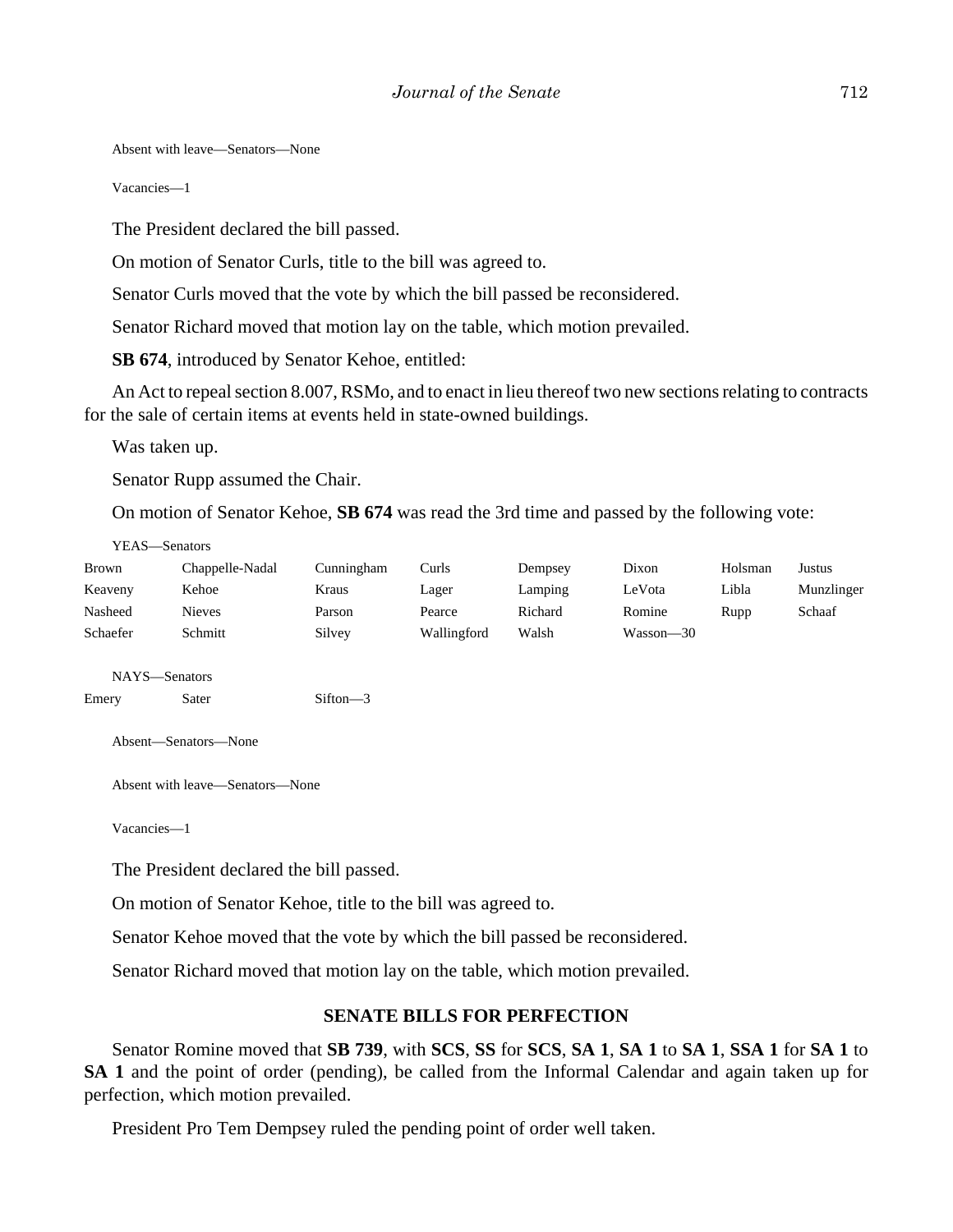Absent with leave—Senators—None

Vacancies—1

The President declared the bill passed.

On motion of Senator Curls, title to the bill was agreed to.

Senator Curls moved that the vote by which the bill passed be reconsidered.

Senator Richard moved that motion lay on the table, which motion prevailed.

**SB 674**, introduced by Senator Kehoe, entitled:

An Act to repeal section 8.007, RSMo, and to enact in lieu thereof two new sections relating to contracts for the sale of certain items at events held in state-owned buildings.

Was taken up.

Senator Rupp assumed the Chair.

On motion of Senator Kehoe, **SB 674** was read the 3rd time and passed by the following vote:

YEAS—Senators

| | | | | | | | |
|---|---|---|---|---|---|---|---|
| Brown | Chappelle-Nadal | Cunningham | Curls | Dempsey | Dixon | Holsman | Justus |
| Keaveny | Kehoe | Kraus | Lager | Lamping | LeVota | Libla | Munzlinger |
| Nasheed | Nieves | Parson | Pearce | Richard | Romine | Rupp | Schaaf |
| Schaefer | Schmitt | Silvey | Wallingford | Walsh | Wasson—30 | | |

NAYS—Senators

| | | |
|---|---|---|
| Emery | Sater | Sifton—3 |

Absent—Senators—None

Absent with leave—Senators—None

Vacancies—1

The President declared the bill passed.

On motion of Senator Kehoe, title to the bill was agreed to.

Senator Kehoe moved that the vote by which the bill passed be reconsidered.

Senator Richard moved that motion lay on the table, which motion prevailed.

## SENATE BILLS FOR PERFECTION

Senator Romine moved that **SB 739**, with **SCS**, **SS** for **SCS**, **SA 1**, **SA 1** to **SA 1**, **SSA 1** for **SA 1** to **SA 1** and the point of order (pending), be called from the Informal Calendar and again taken up for perfection, which motion prevailed.

President Pro Tem Dempsey ruled the pending point of order well taken.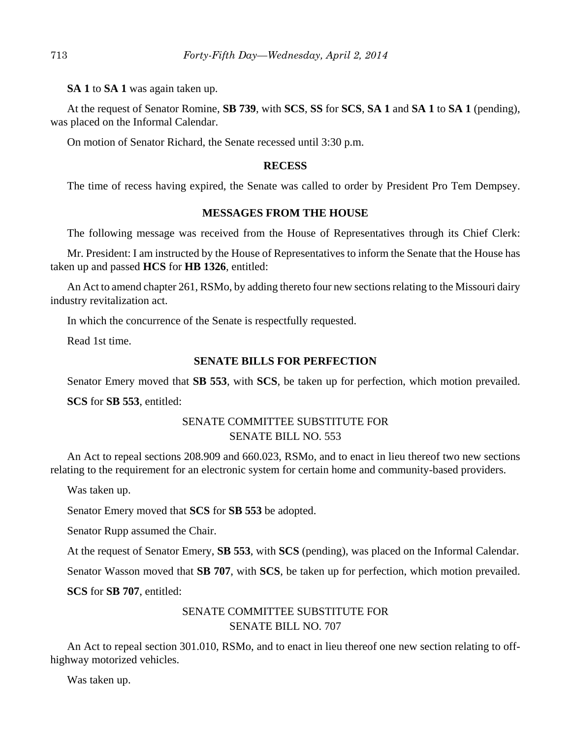**SA 1** to **SA 1** was again taken up.

At the request of Senator Romine, **SB 739**, with **SCS**, **SS** for **SCS**, **SA 1** and **SA 1** to **SA 1** (pending), was placed on the Informal Calendar.

On motion of Senator Richard, the Senate recessed until 3:30 p.m.

## RECESS

The time of recess having expired, the Senate was called to order by President Pro Tem Dempsey.

## MESSAGES FROM THE HOUSE

The following message was received from the House of Representatives through its Chief Clerk:

Mr. President: I am instructed by the House of Representatives to inform the Senate that the House has taken up and passed **HCS** for **HB 1326**, entitled:

An Act to amend chapter 261, RSMo, by adding thereto four new sections relating to the Missouri dairy industry revitalization act.

In which the concurrence of the Senate is respectfully requested.

Read 1st time.

## SENATE BILLS FOR PERFECTION

Senator Emery moved that **SB 553**, with **SCS**, be taken up for perfection, which motion prevailed.

**SCS** for **SB 553**, entitled:

SENATE COMMITTEE SUBSTITUTE FOR
SENATE BILL NO. 553

An Act to repeal sections 208.909 and 660.023, RSMo, and to enact in lieu thereof two new sections relating to the requirement for an electronic system for certain home and community-based providers.

Was taken up.

Senator Emery moved that **SCS** for **SB 553** be adopted.

Senator Rupp assumed the Chair.

At the request of Senator Emery, **SB 553**, with **SCS** (pending), was placed on the Informal Calendar.

Senator Wasson moved that **SB 707**, with **SCS**, be taken up for perfection, which motion prevailed.

**SCS** for **SB 707**, entitled:

SENATE COMMITTEE SUBSTITUTE FOR
SENATE BILL NO. 707

An Act to repeal section 301.010, RSMo, and to enact in lieu thereof one new section relating to off-highway motorized vehicles.

Was taken up.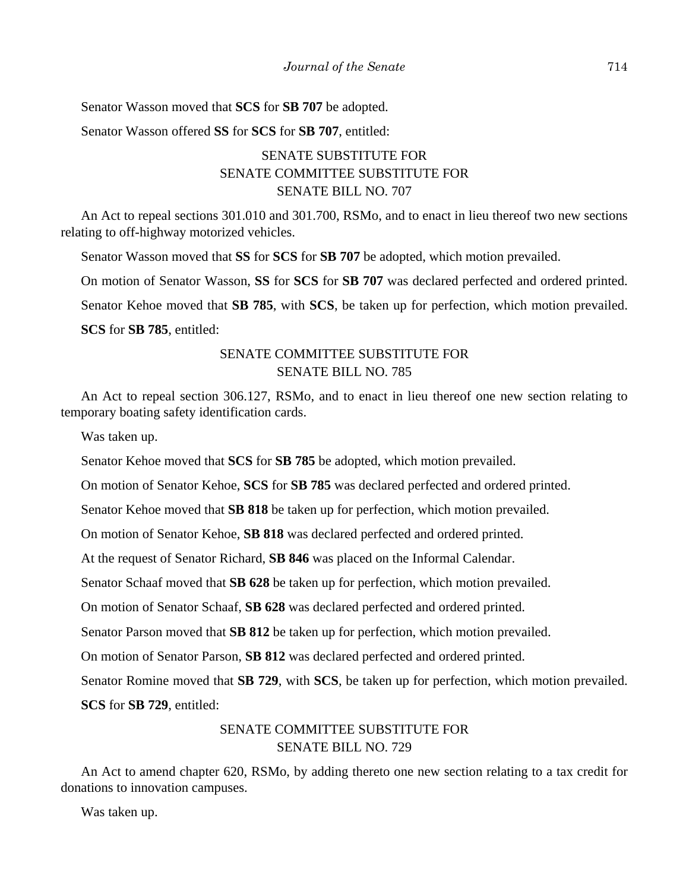Senator Wasson moved that **SCS** for **SB 707** be adopted.

Senator Wasson offered **SS** for **SCS** for **SB 707**, entitled:

SENATE SUBSTITUTE FOR
SENATE COMMITTEE SUBSTITUTE FOR
SENATE BILL NO. 707

An Act to repeal sections 301.010 and 301.700, RSMo, and to enact in lieu thereof two new sections relating to off-highway motorized vehicles.

Senator Wasson moved that **SS** for **SCS** for **SB 707** be adopted, which motion prevailed.

On motion of Senator Wasson, **SS** for **SCS** for **SB 707** was declared perfected and ordered printed.

Senator Kehoe moved that **SB 785**, with **SCS**, be taken up for perfection, which motion prevailed.

**SCS** for **SB 785**, entitled:

SENATE COMMITTEE SUBSTITUTE FOR
SENATE BILL NO. 785

An Act to repeal section 306.127, RSMo, and to enact in lieu thereof one new section relating to temporary boating safety identification cards.

Was taken up.

Senator Kehoe moved that **SCS** for **SB 785** be adopted, which motion prevailed.

On motion of Senator Kehoe, **SCS** for **SB 785** was declared perfected and ordered printed.

Senator Kehoe moved that **SB 818** be taken up for perfection, which motion prevailed.

On motion of Senator Kehoe, **SB 818** was declared perfected and ordered printed.

At the request of Senator Richard, **SB 846** was placed on the Informal Calendar.

Senator Schaaf moved that **SB 628** be taken up for perfection, which motion prevailed.

On motion of Senator Schaaf, **SB 628** was declared perfected and ordered printed.

Senator Parson moved that **SB 812** be taken up for perfection, which motion prevailed.

On motion of Senator Parson, **SB 812** was declared perfected and ordered printed.

Senator Romine moved that **SB 729**, with **SCS**, be taken up for perfection, which motion prevailed.

**SCS** for **SB 729**, entitled:

SENATE COMMITTEE SUBSTITUTE FOR
SENATE BILL NO. 729

An Act to amend chapter 620, RSMo, by adding thereto one new section relating to a tax credit for donations to innovation campuses.

Was taken up.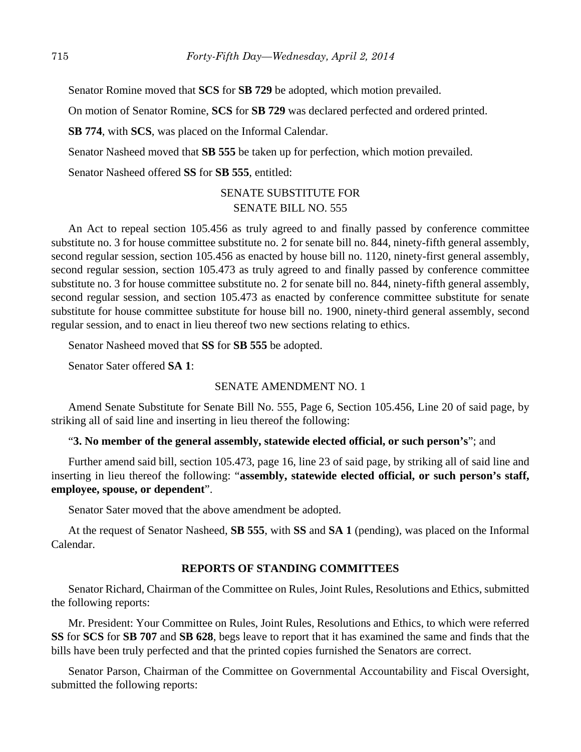Senator Romine moved that **SCS** for **SB 729** be adopted, which motion prevailed.

On motion of Senator Romine, **SCS** for **SB 729** was declared perfected and ordered printed.

**SB 774**, with **SCS**, was placed on the Informal Calendar.

Senator Nasheed moved that **SB 555** be taken up for perfection, which motion prevailed.

Senator Nasheed offered **SS** for **SB 555**, entitled:

SENATE SUBSTITUTE FOR
SENATE BILL NO. 555

An Act to repeal section 105.456 as truly agreed to and finally passed by conference committee substitute no. 3 for house committee substitute no. 2 for senate bill no. 844, ninety-fifth general assembly, second regular session, section 105.456 as enacted by house bill no. 1120, ninety-first general assembly, second regular session, section 105.473 as truly agreed to and finally passed by conference committee substitute no. 3 for house committee substitute no. 2 for senate bill no. 844, ninety-fifth general assembly, second regular session, and section 105.473 as enacted by conference committee substitute for senate substitute for house committee substitute for house bill no. 1900, ninety-third general assembly, second regular session, and to enact in lieu thereof two new sections relating to ethics.

Senator Nasheed moved that **SS** for **SB 555** be adopted.

Senator Sater offered **SA 1**:

SENATE AMENDMENT NO. 1

Amend Senate Substitute for Senate Bill No. 555, Page 6, Section 105.456, Line 20 of said page, by striking all of said line and inserting in lieu thereof the following:

"**3. No member of the general assembly, statewide elected official, or such person's**"; and

Further amend said bill, section 105.473, page 16, line 23 of said page, by striking all of said line and inserting in lieu thereof the following: "**assembly, statewide elected official, or such person's staff, employee, spouse, or dependent**".

Senator Sater moved that the above amendment be adopted.

At the request of Senator Nasheed, **SB 555**, with **SS** and **SA 1** (pending), was placed on the Informal Calendar.

## REPORTS OF STANDING COMMITTEES

Senator Richard, Chairman of the Committee on Rules, Joint Rules, Resolutions and Ethics, submitted the following reports:

Mr. President: Your Committee on Rules, Joint Rules, Resolutions and Ethics, to which were referred **SS** for **SCS** for **SB 707** and **SB 628**, begs leave to report that it has examined the same and finds that the bills have been truly perfected and that the printed copies furnished the Senators are correct.

Senator Parson, Chairman of the Committee on Governmental Accountability and Fiscal Oversight, submitted the following reports: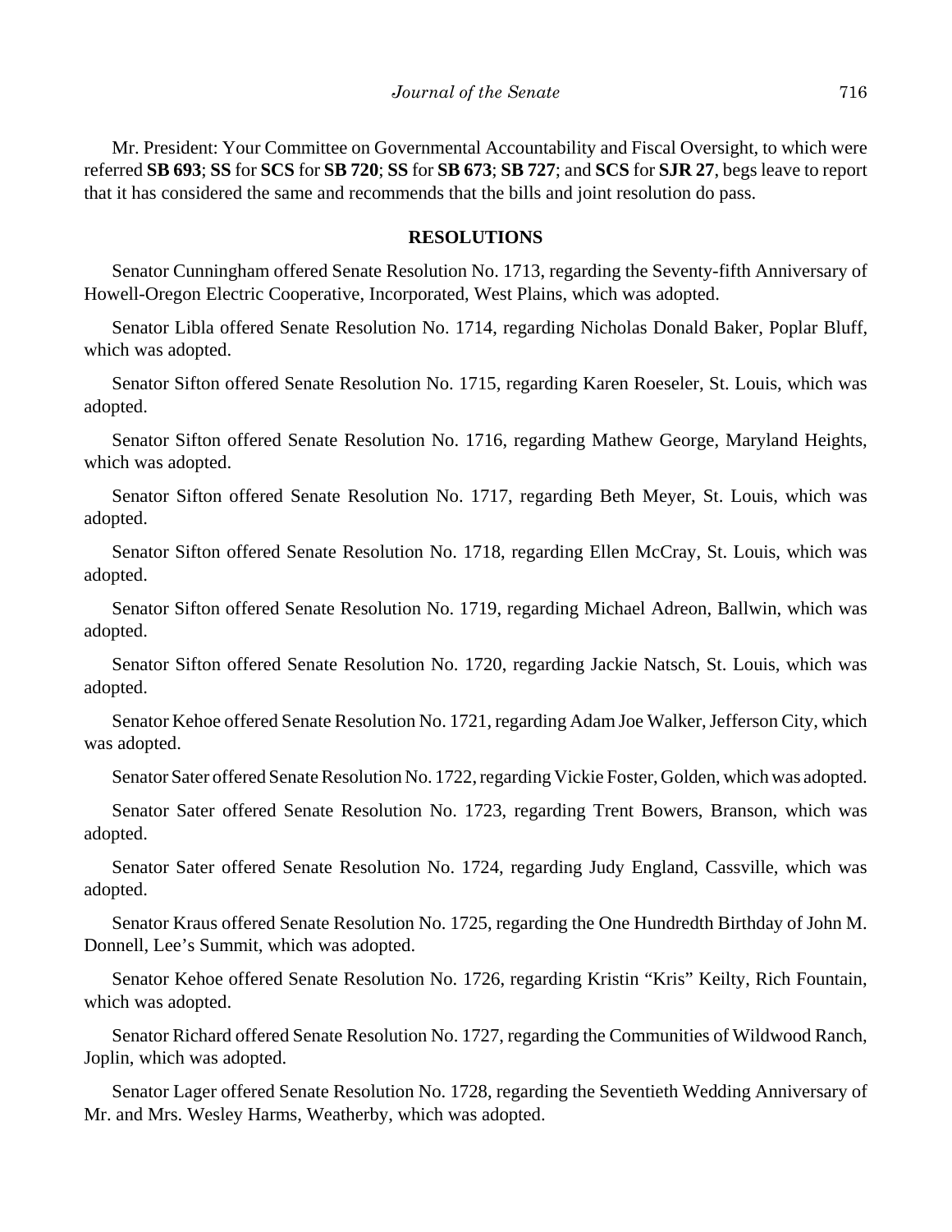Mr. President: Your Committee on Governmental Accountability and Fiscal Oversight, to which were referred **SB 693**; **SS** for **SCS** for **SB 720**; **SS** for **SB 673**; **SB 727**; and **SCS** for **SJR 27**, begs leave to report that it has considered the same and recommends that the bills and joint resolution do pass.

## RESOLUTIONS

Senator Cunningham offered Senate Resolution No. 1713, regarding the Seventy-fifth Anniversary of Howell-Oregon Electric Cooperative, Incorporated, West Plains, which was adopted.

Senator Libla offered Senate Resolution No. 1714, regarding Nicholas Donald Baker, Poplar Bluff, which was adopted.

Senator Sifton offered Senate Resolution No. 1715, regarding Karen Roeseler, St. Louis, which was adopted.

Senator Sifton offered Senate Resolution No. 1716, regarding Mathew George, Maryland Heights, which was adopted.

Senator Sifton offered Senate Resolution No. 1717, regarding Beth Meyer, St. Louis, which was adopted.

Senator Sifton offered Senate Resolution No. 1718, regarding Ellen McCray, St. Louis, which was adopted.

Senator Sifton offered Senate Resolution No. 1719, regarding Michael Adreon, Ballwin, which was adopted.

Senator Sifton offered Senate Resolution No. 1720, regarding Jackie Natsch, St. Louis, which was adopted.

Senator Kehoe offered Senate Resolution No. 1721, regarding Adam Joe Walker, Jefferson City, which was adopted.

Senator Sater offered Senate Resolution No. 1722, regarding Vickie Foster, Golden, which was adopted.

Senator Sater offered Senate Resolution No. 1723, regarding Trent Bowers, Branson, which was adopted.

Senator Sater offered Senate Resolution No. 1724, regarding Judy England, Cassville, which was adopted.

Senator Kraus offered Senate Resolution No. 1725, regarding the One Hundredth Birthday of John M. Donnell, Lee's Summit, which was adopted.

Senator Kehoe offered Senate Resolution No. 1726, regarding Kristin "Kris" Keilty, Rich Fountain, which was adopted.

Senator Richard offered Senate Resolution No. 1727, regarding the Communities of Wildwood Ranch, Joplin, which was adopted.

Senator Lager offered Senate Resolution No. 1728, regarding the Seventieth Wedding Anniversary of Mr. and Mrs. Wesley Harms, Weatherby, which was adopted.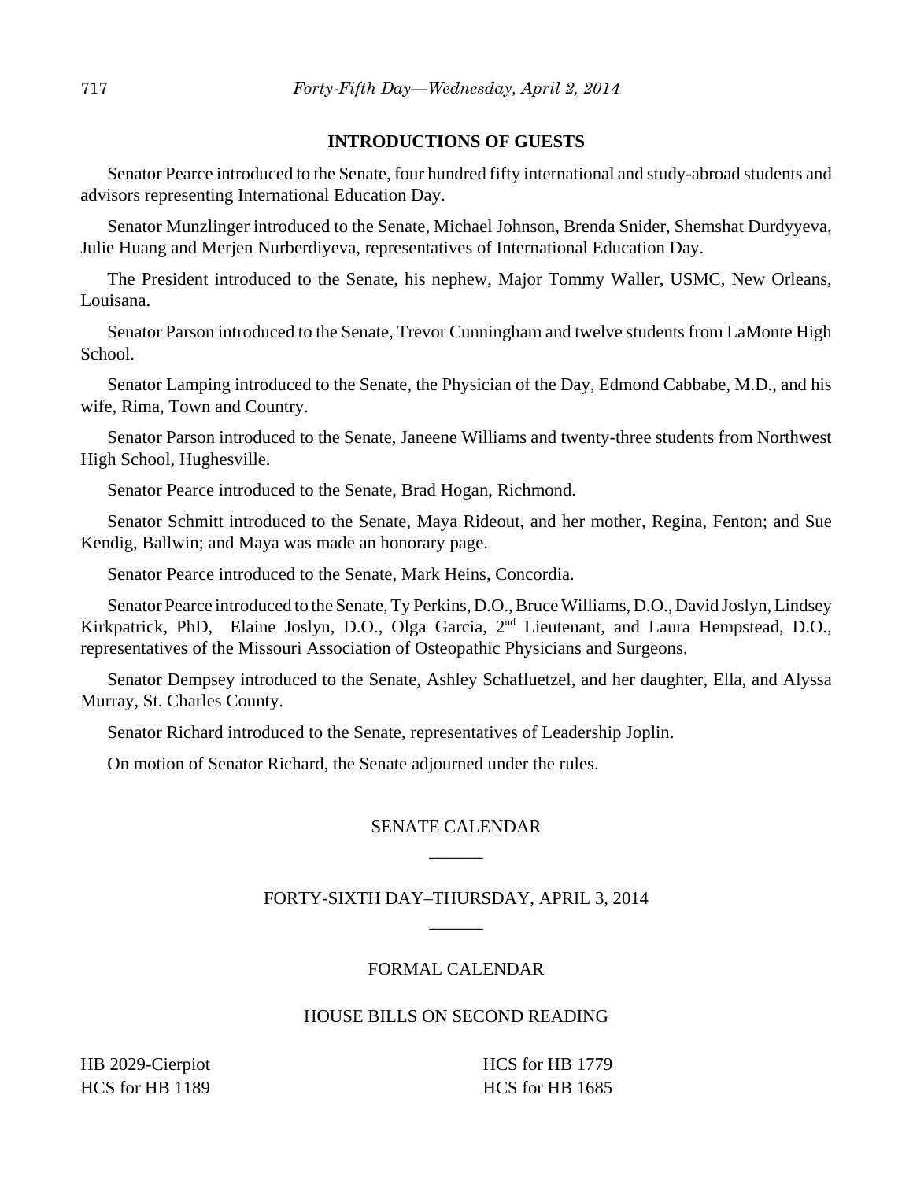## INTRODUCTIONS OF GUESTS

Senator Pearce introduced to the Senate, four hundred fifty international and study-abroad students and advisors representing International Education Day.

Senator Munzlinger introduced to the Senate, Michael Johnson, Brenda Snider, Shemshat Durdyyeva, Julie Huang and Merjen Nurberdiyeva, representatives of International Education Day.

The President introduced to the Senate, his nephew, Major Tommy Waller, USMC, New Orleans, Louisana.

Senator Parson introduced to the Senate, Trevor Cunningham and twelve students from LaMonte High School.

Senator Lamping introduced to the Senate, the Physician of the Day, Edmond Cabbabe, M.D., and his wife, Rima, Town and Country.

Senator Parson introduced to the Senate, Janeene Williams and twenty-three students from Northwest High School, Hughesville.

Senator Pearce introduced to the Senate, Brad Hogan, Richmond.

Senator Schmitt introduced to the Senate, Maya Rideout, and her mother, Regina, Fenton; and Sue Kendig, Ballwin; and Maya was made an honorary page.

Senator Pearce introduced to the Senate, Mark Heins, Concordia.

Senator Pearce introduced to the Senate, Ty Perkins, D.O., Bruce Williams, D.O., David Joslyn, Lindsey Kirkpatrick, PhD, Elaine Joslyn, D.O., Olga Garcia, 2nd Lieutenant, and Laura Hempstead, D.O., representatives of the Missouri Association of Osteopathic Physicians and Surgeons.

Senator Dempsey introduced to the Senate, Ashley Schafluetzel, and her daughter, Ella, and Alyssa Murray, St. Charles County.

Senator Richard introduced to the Senate, representatives of Leadership Joplin.

On motion of Senator Richard, the Senate adjourned under the rules.

## SENATE CALENDAR

______

## FORTY-SIXTH DAY–THURSDAY, APRIL 3, 2014

______

### FORMAL CALENDAR

### HOUSE BILLS ON SECOND READING

HB 2029-Cierpiot
HCS for HB 1189
HCS for HB 1779
HCS for HB 1685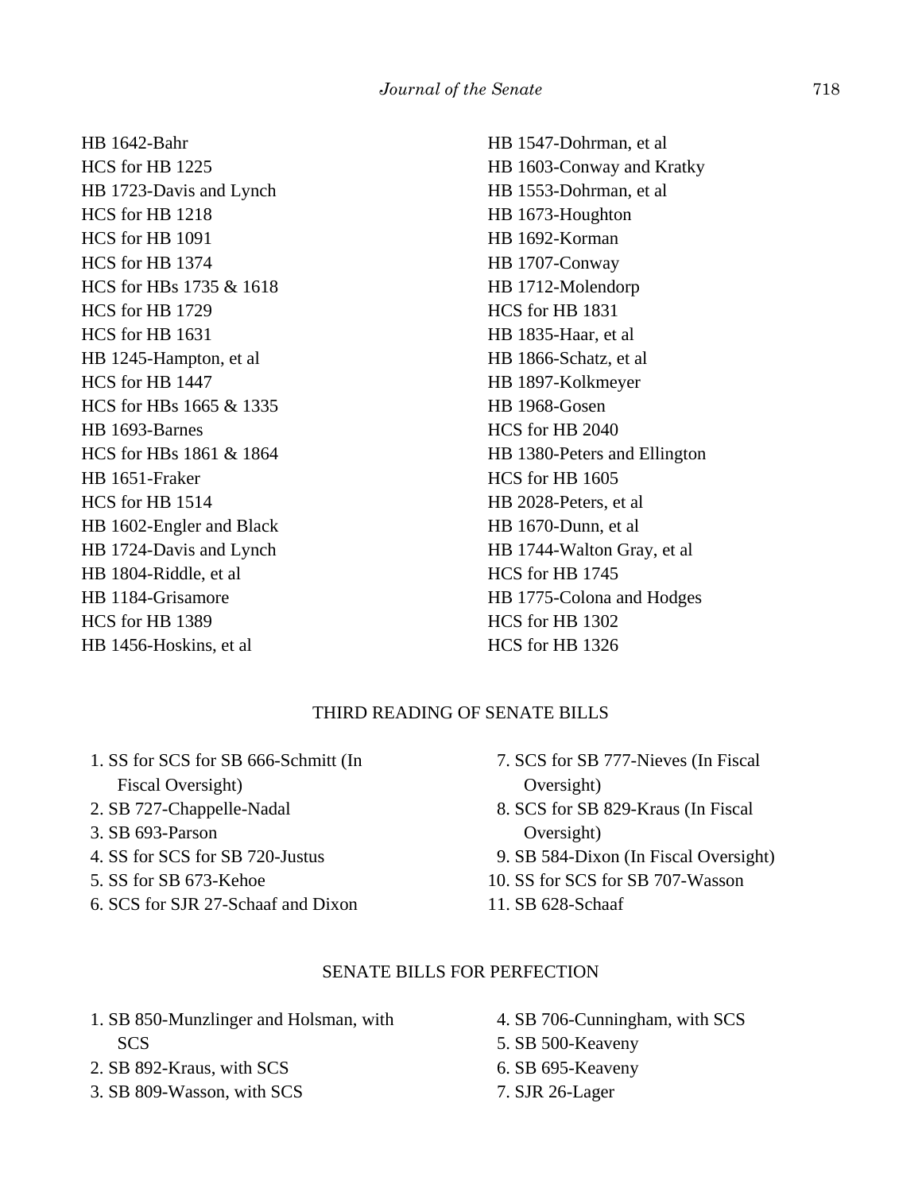HB 1642-Bahr
HCS for HB 1225
HB 1723-Davis and Lynch
HCS for HB 1218
HCS for HB 1091
HCS for HB 1374
HCS for HBs 1735 & 1618
HCS for HB 1729
HCS for HB 1631
HB 1245-Hampton, et al
HCS for HB 1447
HCS for HBs 1665 & 1335
HB 1693-Barnes
HCS for HBs 1861 & 1864
HB 1651-Fraker
HCS for HB 1514
HB 1602-Engler and Black
HB 1724-Davis and Lynch
HB 1804-Riddle, et al
HB 1184-Grisamore
HCS for HB 1389
HB 1456-Hoskins, et al
HB 1547-Dohrman, et al
HB 1603-Conway and Kratky
HB 1553-Dohrman, et al
HB 1673-Houghton
HB 1692-Korman
HB 1707-Conway
HB 1712-Molendorp
HCS for HB 1831
HB 1835-Haar, et al
HB 1866-Schatz, et al
HB 1897-Kolkmeyer
HB 1968-Gosen
HCS for HB 2040
HB 1380-Peters and Ellington
HCS for HB 1605
HB 2028-Peters, et al
HB 1670-Dunn, et al
HB 1744-Walton Gray, et al
HCS for HB 1745
HB 1775-Colona and Hodges
HCS for HB 1302
HCS for HB 1326

## THIRD READING OF SENATE BILLS

1. SS for SCS for SB 666-Schmitt (In Fiscal Oversight)
2. SB 727-Chappelle-Nadal
3. SB 693-Parson
4. SS for SCS for SB 720-Justus
5. SS for SB 673-Kehoe
6. SCS for SJR 27-Schaaf and Dixon
7. SCS for SB 777-Nieves (In Fiscal Oversight)
8. SCS for SB 829-Kraus (In Fiscal Oversight)
9. SB 584-Dixon (In Fiscal Oversight)
10. SS for SCS for SB 707-Wasson
11. SB 628-Schaaf

## SENATE BILLS FOR PERFECTION

1. SB 850-Munzlinger and Holsman, with SCS
2. SB 892-Kraus, with SCS
3. SB 809-Wasson, with SCS
4. SB 706-Cunningham, with SCS
5. SB 500-Keaveny
6. SB 695-Keaveny
7. SJR 26-Lager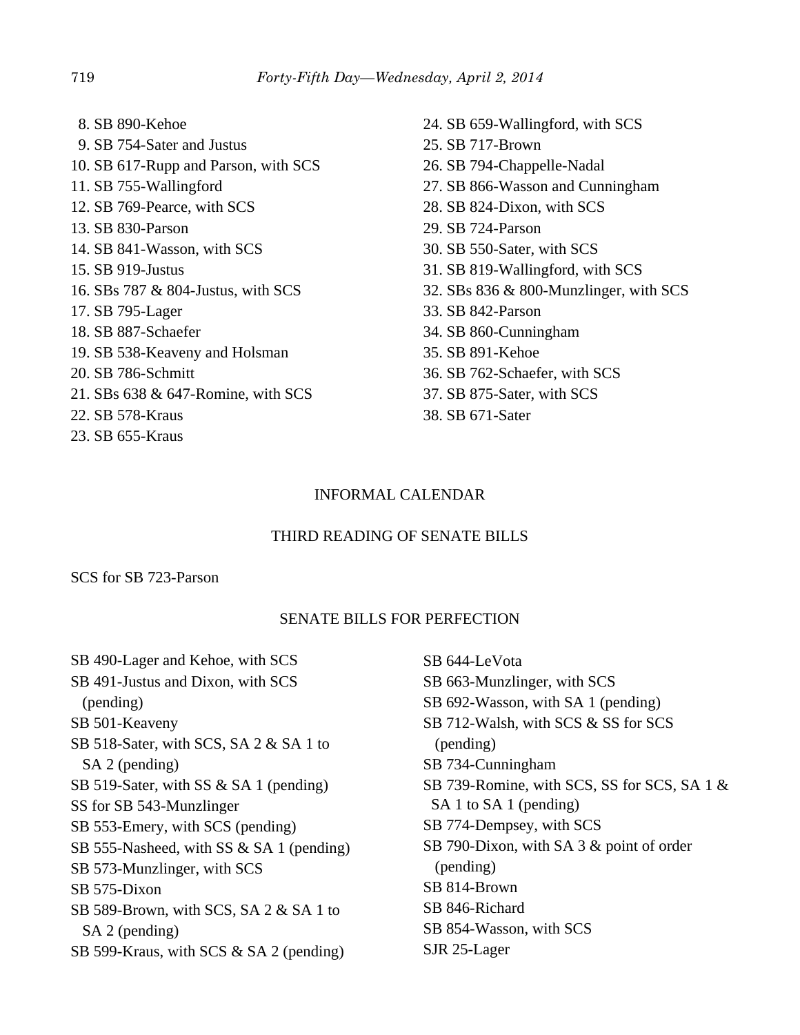8. SB 890-Kehoe
9. SB 754-Sater and Justus
10. SB 617-Rupp and Parson, with SCS
11. SB 755-Wallingford
12. SB 769-Pearce, with SCS
13. SB 830-Parson
14. SB 841-Wasson, with SCS
15. SB 919-Justus
16. SBs 787 & 804-Justus, with SCS
17. SB 795-Lager
18. SB 887-Schaefer
19. SB 538-Keaveny and Holsman
20. SB 786-Schmitt
21. SBs 638 & 647-Romine, with SCS
22. SB 578-Kraus
23. SB 655-Kraus
24. SB 659-Wallingford, with SCS
25. SB 717-Brown
26. SB 794-Chappelle-Nadal
27. SB 866-Wasson and Cunningham
28. SB 824-Dixon, with SCS
29. SB 724-Parson
30. SB 550-Sater, with SCS
31. SB 819-Wallingford, with SCS
32. SBs 836 & 800-Munzlinger, with SCS
33. SB 842-Parson
34. SB 860-Cunningham
35. SB 891-Kehoe
36. SB 762-Schaefer, with SCS
37. SB 875-Sater, with SCS
38. SB 671-Sater

## INFORMAL CALENDAR

### THIRD READING OF SENATE BILLS

SCS for SB 723-Parson

### SENATE BILLS FOR PERFECTION

SB 490-Lager and Kehoe, with SCS
SB 491-Justus and Dixon, with SCS (pending)
SB 501-Keaveny
SB 518-Sater, with SCS, SA 2 & SA 1 to SA 2 (pending)
SB 519-Sater, with SS & SA 1 (pending)
SS for SB 543-Munzlinger
SB 553-Emery, with SCS (pending)
SB 555-Nasheed, with SS & SA 1 (pending)
SB 573-Munzlinger, with SCS
SB 575-Dixon
SB 589-Brown, with SCS, SA 2 & SA 1 to SA 2 (pending)
SB 599-Kraus, with SCS & SA 2 (pending)
SB 644-LeVota
SB 663-Munzlinger, with SCS
SB 692-Wasson, with SA 1 (pending)
SB 712-Walsh, with SCS & SS for SCS (pending)
SB 734-Cunningham
SB 739-Romine, with SCS, SS for SCS, SA 1 & SA 1 to SA 1 (pending)
SB 774-Dempsey, with SCS
SB 790-Dixon, with SA 3 & point of order (pending)
SB 814-Brown
SB 846-Richard
SB 854-Wasson, with SCS
SJR 25-Lager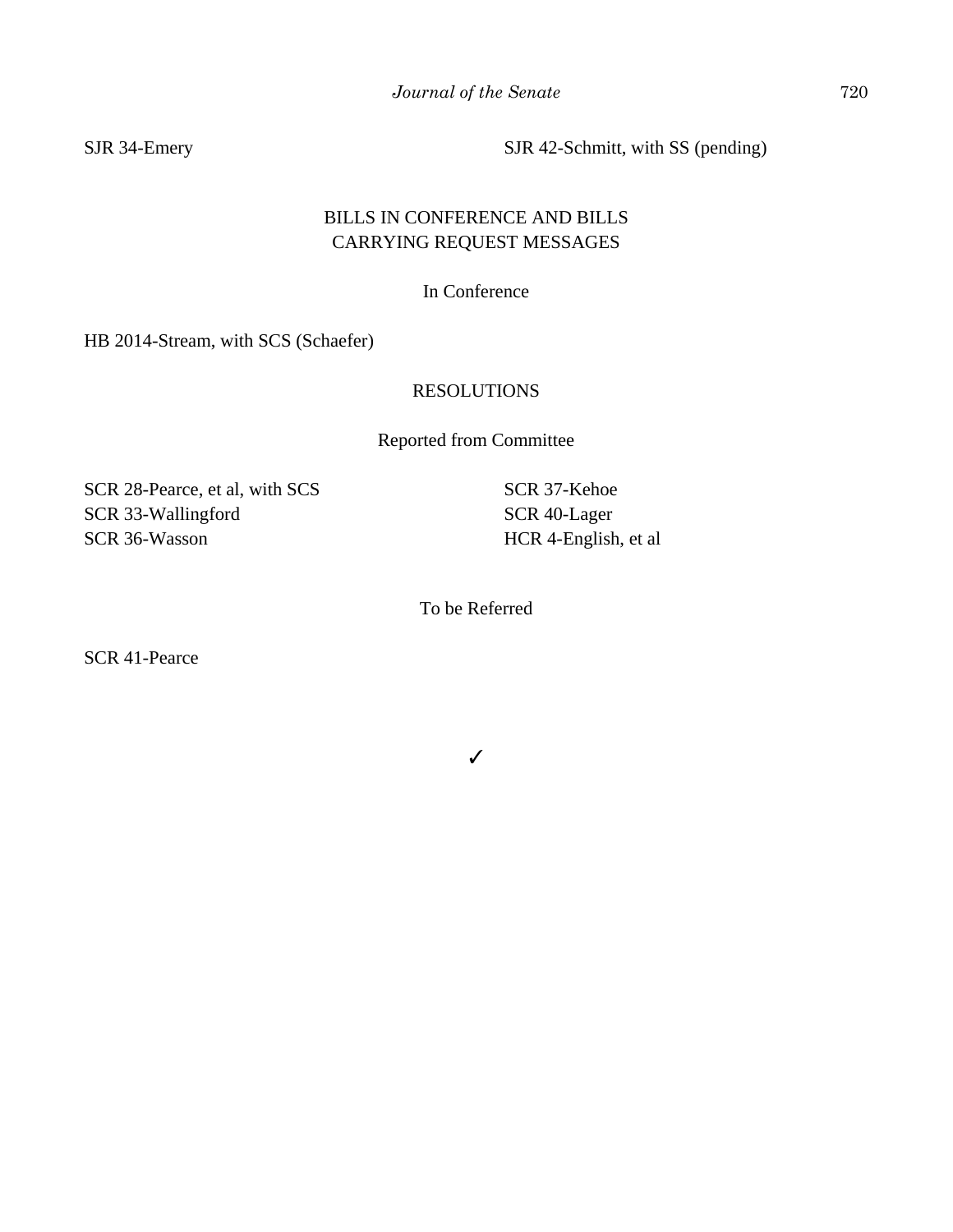SJR 34-Emery

SJR 42-Schmitt, with SS (pending)

## BILLS IN CONFERENCE AND BILLS CARRYING REQUEST MESSAGES

### In Conference

HB 2014-Stream, with SCS (Schaefer)

## RESOLUTIONS

### Reported from Committee

SCR 28-Pearce, et al, with SCS
SCR 33-Wallingford
SCR 36-Wasson
SCR 37-Kehoe
SCR 40-Lager
HCR 4-English, et al

### To be Referred

SCR 41-Pearce

✓